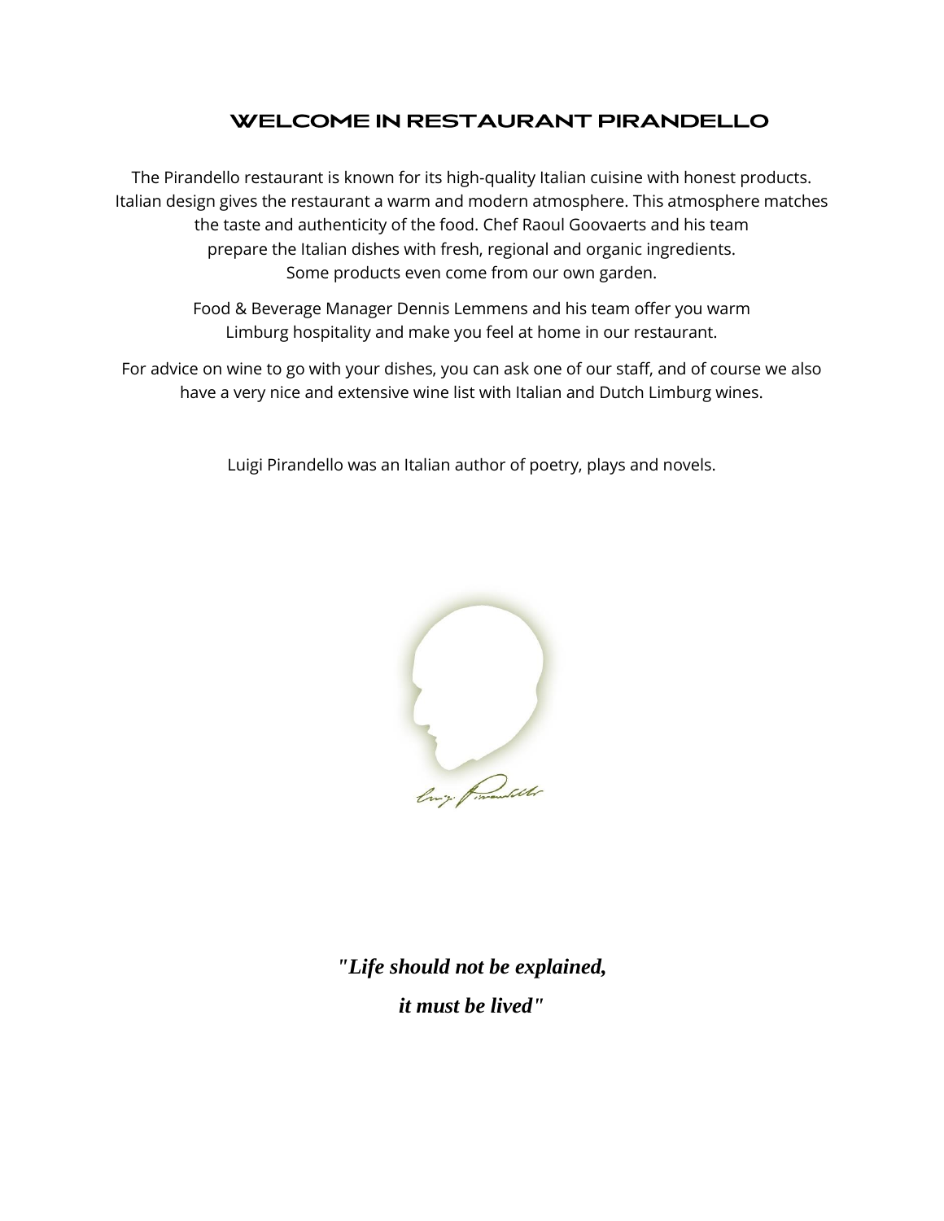# WELCOME IN RESTAURANT PIRANDELLO

The Pirandello restaurant is known for its high-quality Italian cuisine with honest products. Italian design gives the restaurant a warm and modern atmosphere. This atmosphere matches the taste and authenticity of the food. Chef Raoul Goovaerts and his team prepare the Italian dishes with fresh, regional and organic ingredients. Some products even come from our own garden.

Food & Beverage Manager Dennis Lemmens and his team offer you warm Limburg hospitality and make you feel at home in our restaurant.

For advice on wine to go with your dishes, you can ask one of our staff, and of course we also have a very nice and extensive wine list with Italian and Dutch Limburg wines.

Luigi Pirandello was an Italian author of poetry, plays and novels.

***"Life should not be explained,***

***it must be lived"***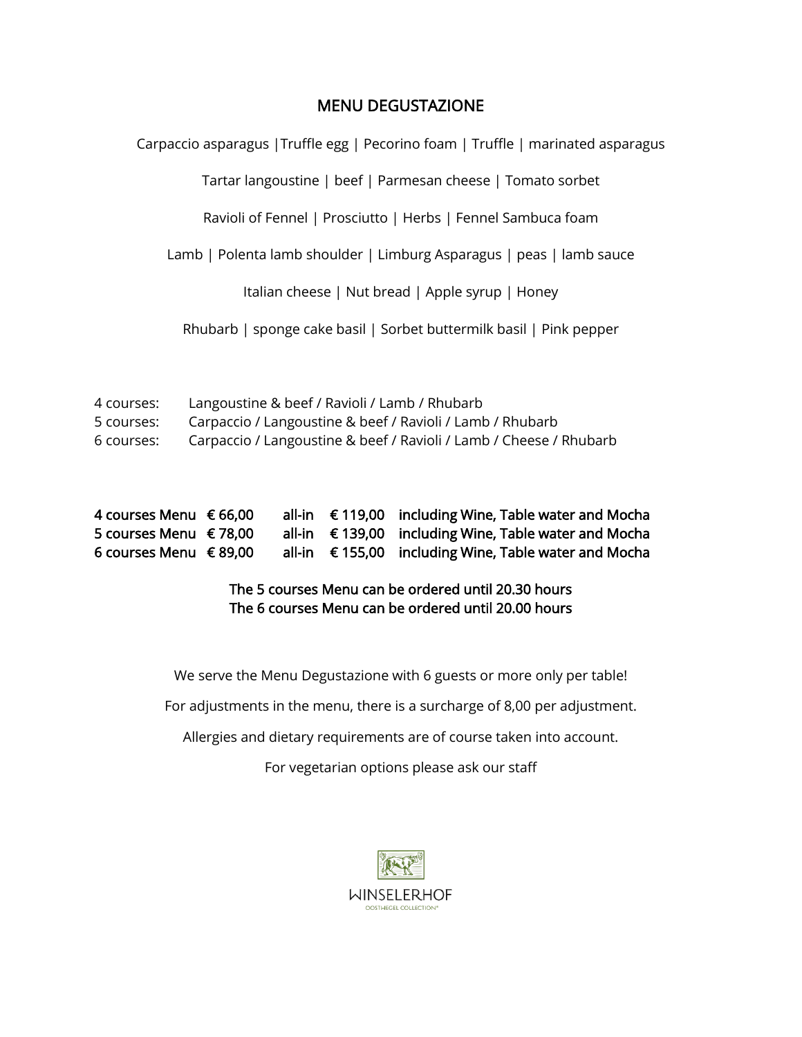## MENU DEGUSTAZIONE

Carpaccio asparagus |Truffle egg | Pecorino foam | Truffle | marinated asparagus

Tartar langoustine | beef | Parmesan cheese | Tomato sorbet

Ravioli of Fennel | Prosciutto | Herbs | Fennel Sambuca foam

Lamb | Polenta lamb shoulder | Limburg Asparagus | peas | lamb sauce

Italian cheese | Nut bread | Apple syrup | Honey

Rhubarb | sponge cake basil | Sorbet buttermilk basil | Pink pepper

4 courses: Langoustine & beef / Ravioli / Lamb / Rhubarb
5 courses: Carpaccio / Langoustine & beef / Ravioli / Lamb / Rhubarb
6 courses: Carpaccio / Langoustine & beef / Ravioli / Lamb / Cheese / Rhubarb

| | | | | |
|---|---|---|---|---|
| **4 courses Menu** | **€ 66,00** | **all-in** | **€ 119,00** | **including Wine, Table water and Mocha** |
| **5 courses Menu** | **€ 78,00** | **all-in** | **€ 139,00** | **including Wine, Table water and Mocha** |
| **6 courses Menu** | **€ 89,00** | **all-in** | **€ 155,00** | **including Wine, Table water and Mocha** |

**The 5 courses Menu can be ordered until 20.30 hours**
**The 6 courses Menu can be ordered until 20.00 hours**

We serve the Menu Degustazione with 6 guests or more only per table!

For adjustments in the menu, there is a surcharge of 8,00 per adjustment.

Allergies and dietary requirements are of course taken into account.

For vegetarian options please ask our staff

WINSELERHOF
OOSTWEGEL COLLECTION®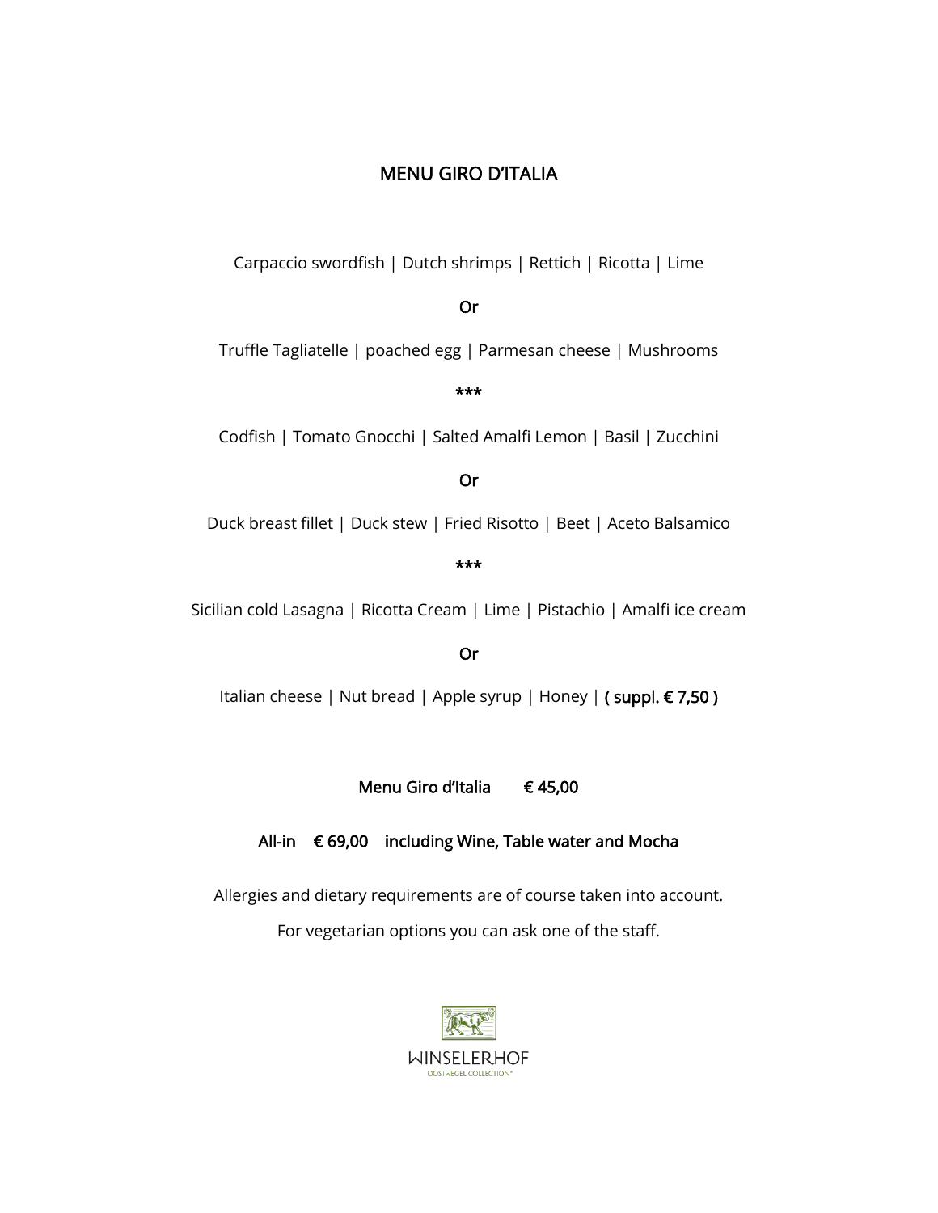# MENU GIRO D'ITALIA

Carpaccio swordfish | Dutch shrimps | Rettich | Ricotta | Lime

Or

Truffle Tagliatelle | poached egg | Parmesan cheese | Mushrooms

***

Codfish | Tomato Gnocchi | Salted Amalfi Lemon | Basil | Zucchini

Or

Duck breast fillet | Duck stew | Fried Risotto | Beet | Aceto Balsamico

***

Sicilian cold Lasagna | Ricotta Cream | Lime | Pistachio | Amalfi ice cream

Or

Italian cheese | Nut bread | Apple syrup | Honey | **( suppl. € 7,50 )**

**Menu Giro d'Italia € 45,00**

**All-in € 69,00 including Wine, Table water and Mocha**

Allergies and dietary requirements are of course taken into account.

For vegetarian options you can ask one of the staff.

WINSELERHOF
OOSTWEGEL COLLECTION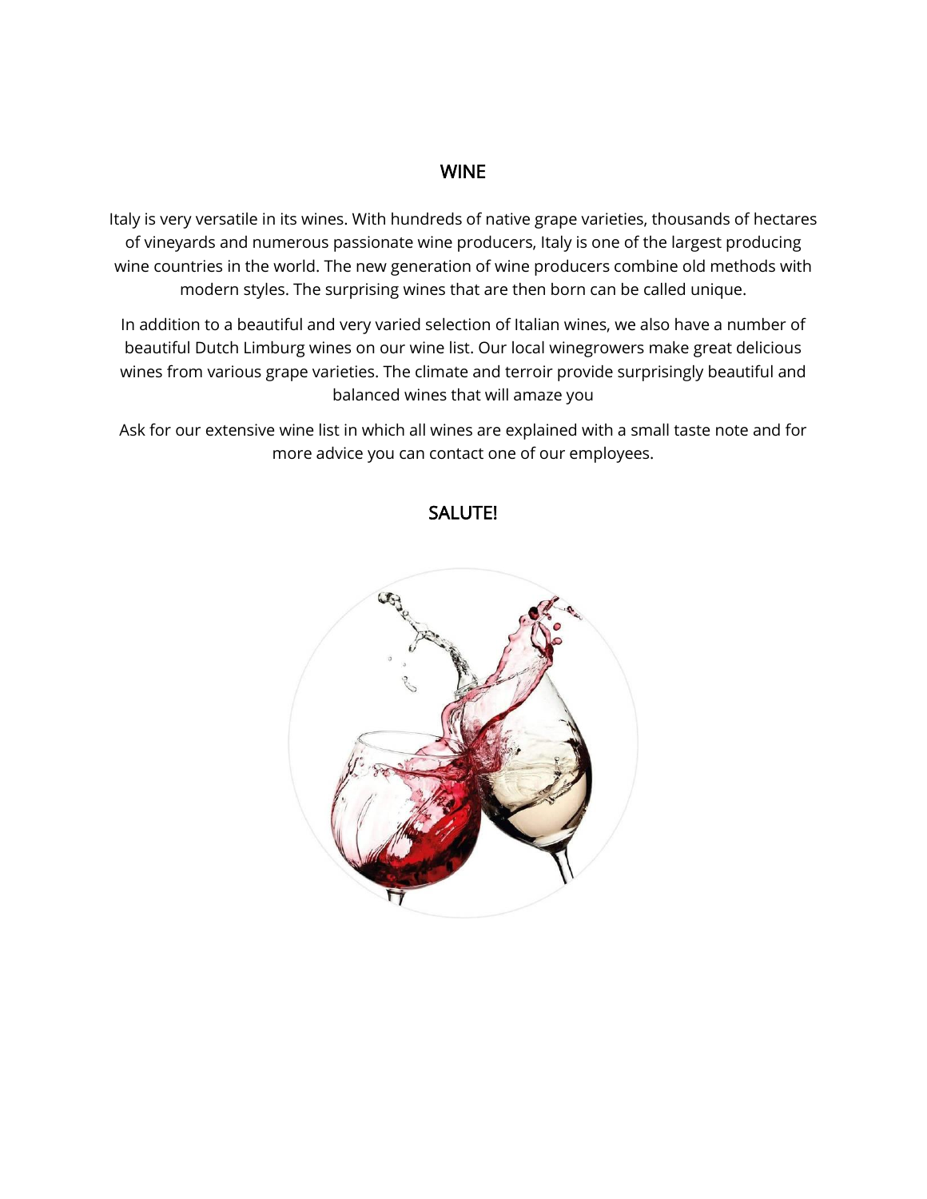# WINE

Italy is very versatile in its wines. With hundreds of native grape varieties, thousands of hectares of vineyards and numerous passionate wine producers, Italy is one of the largest producing wine countries in the world. The new generation of wine producers combine old methods with modern styles. The surprising wines that are then born can be called unique.

In addition to a beautiful and very varied selection of Italian wines, we also have a number of beautiful Dutch Limburg wines on our wine list. Our local winegrowers make great delicious wines from various grape varieties. The climate and terroir provide surprisingly beautiful and balanced wines that will amaze you

Ask for our extensive wine list in which all wines are explained with a small taste note and for more advice you can contact one of our employees.

## SALUTE!